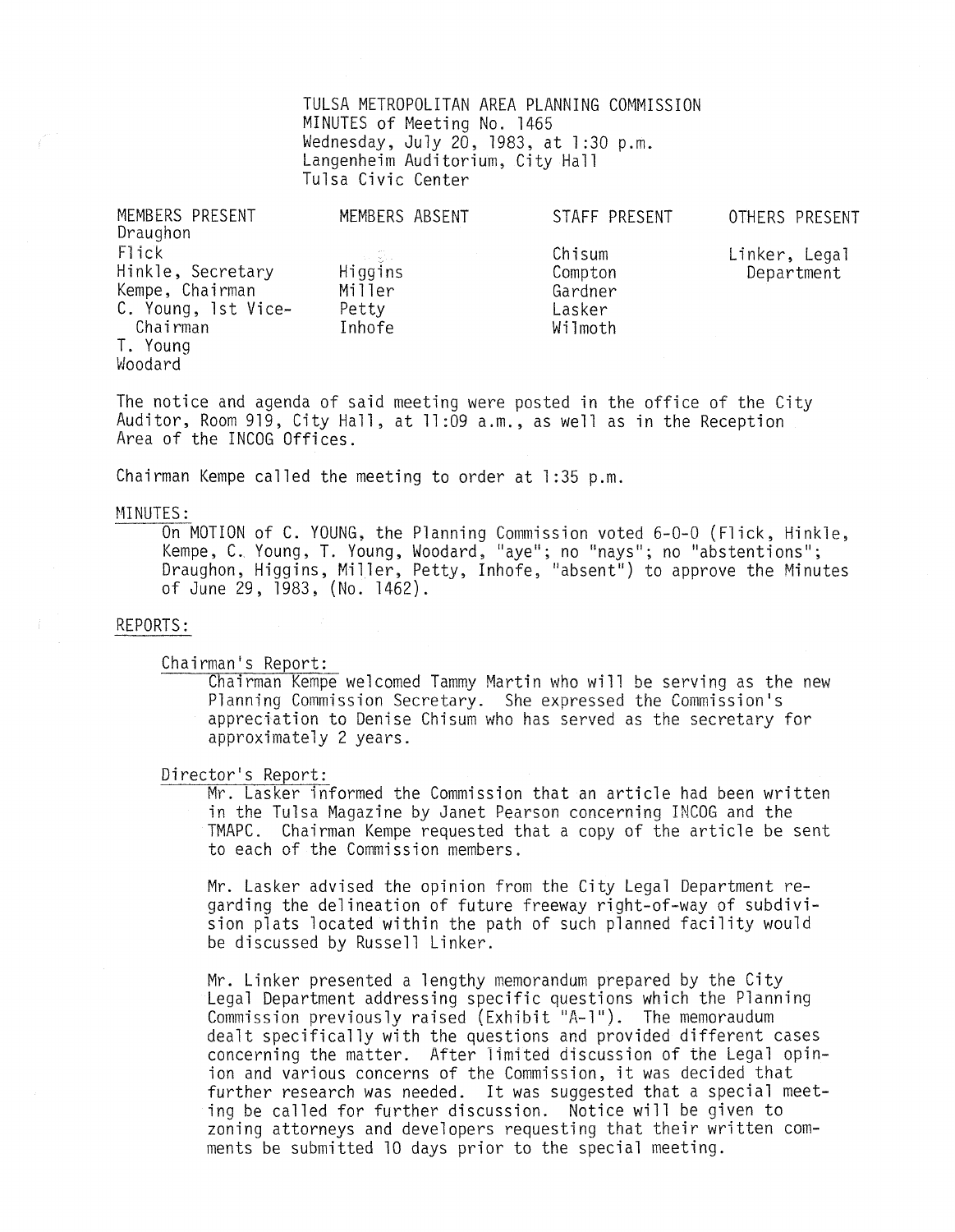TULSA METROPOLITAN AREA PLANNING COMMISSION
MINUTES of Meeting No. 1465
Wednesday, July 20, 1983, at 1:30 p.m.
Langenheim Auditorium, City Hall
Tulsa Civic Center

| MEMBERS PRESENT | MEMBERS ABSENT | STAFF PRESENT | OTHERS PRESENT |
|---|---|---|---|
| Draughon | | | |
| Flick | | Chisum | Linker, Legal Department |
| Hinkle, Secretary | Higgins | Compton | |
| Kempe, Chairman | Miller | Gardner | |
| C. Young, 1st Vice-Chairman | Petty | Lasker | |
| | Inhofe | Wilmoth | |
| T. Young | | | |
| Woodard | | | |

The notice and agenda of said meeting were posted in the office of the City Auditor, Room 919, City Hall, at 11:09 a.m., as well as in the Reception Area of the INCOG Offices.

Chairman Kempe called the meeting to order at 1:35 p.m.

MINUTES:

On MOTION of C. YOUNG, the Planning Commission voted 6-0-0 (Flick, Hinkle, Kempe, C. Young, T. Young, Woodard, "aye"; no "nays"; no "abstentions"; Draughon, Higgins, Miller, Petty, Inhofe, "absent") to approve the Minutes of June 29, 1983, (No. 1462).

REPORTS:

Chairman's Report:

Chairman Kempe welcomed Tammy Martin who will be serving as the new Planning Commission Secretary. She expressed the Commission's appreciation to Denise Chisum who has served as the secretary for approximately 2 years.

Director's Report:

Mr. Lasker informed the Commission that an article had been written in the Tulsa Magazine by Janet Pearson concerning INCOG and the TMAPC. Chairman Kempe requested that a copy of the article be sent to each of the Commission members.

Mr. Lasker advised the opinion from the City Legal Department regarding the delineation of future freeway right-of-way of subdivision plats located within the path of such planned facility would be discussed by Russell Linker.

Mr. Linker presented a lengthy memorandum prepared by the City Legal Department addressing specific questions which the Planning Commission previously raised (Exhibit "A-1"). The memoraudum dealt specifically with the questions and provided different cases concerning the matter. After limited discussion of the Legal opinion and various concerns of the Commission, it was decided that further research was needed. It was suggested that a special meeting be called for further discussion. Notice will be given to zoning attorneys and developers requesting that their written comments be submitted 10 days prior to the special meeting.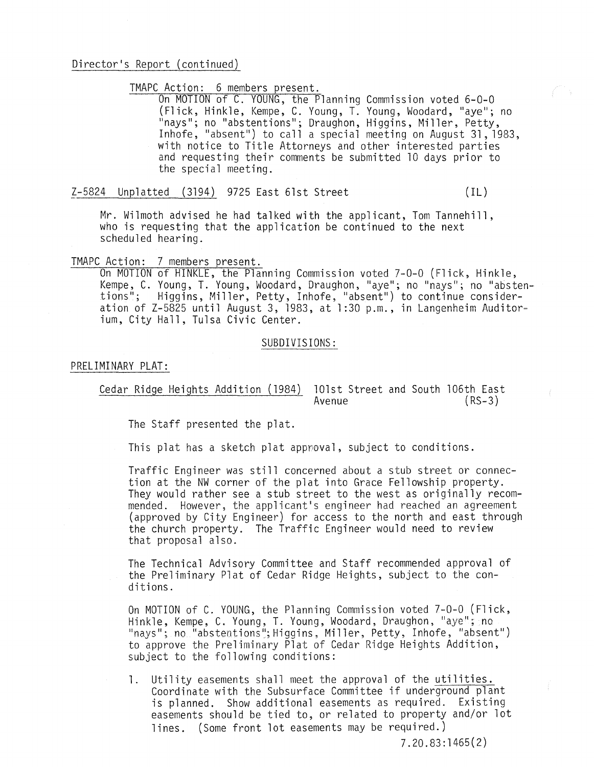Director's Report (continued)

TMAPC Action: 6 members present.

On MOTION of C. YOUNG, the Planning Commission voted 6-0-0 (Flick, Hinkle, Kempe, C. Young, T. Young, Woodard, "aye"; no "nays"; no "abstentions"; Draughon, Higgins, Miller, Petty, Inhofe, "absent") to call a special meeting on August 31, 1983, with notice to Title Attorneys and other interested parties and requesting their comments be submitted 10 days prior to the special meeting.

Z-5824 Unplatted (3194) 9725 East 61st Street (IL)

Mr. Wilmoth advised he had talked with the applicant, Tom Tannehill, who is requesting that the application be continued to the next scheduled hearing.

TMAPC Action: 7 members present.

On MOTION of HINKLE, the Planning Commission voted 7-0-0 (Flick, Hinkle, Kempe, C. Young, T. Young, Woodard, Draughon, "aye"; no "nays"; no "abstentions"; Higgins, Miller, Petty, Inhofe, "absent") to continue consideration of Z-5825 until August 3, 1983, at 1:30 p.m., in Langenheim Auditorium, City Hall, Tulsa Civic Center.

SUBDIVISIONS:

PRELIMINARY PLAT:

Cedar Ridge Heights Addition (1984) 101st Street and South 106th East Avenue (RS-3)

The Staff presented the plat.

This plat has a sketch plat approval, subject to conditions.

Traffic Engineer was still concerned about a stub street or connection at the NW corner of the plat into Grace Fellowship property. They would rather see a stub street to the west as originally recommended. However, the applicant's engineer had reached an agreement (approved by City Engineer) for access to the north and east through the church property. The Traffic Engineer would need to review that proposal also.

The Technical Advisory Committee and Staff recommended approval of the Preliminary Plat of Cedar Ridge Heights, subject to the conditions.

On MOTION of C. YOUNG, the Planning Commission voted 7-0-0 (Flick, Hinkle, Kempe, C. Young, T. Young, Woodard, Draughon, "aye"; no "nays"; no "abstentions"; Higgins, Miller, Petty, Inhofe, "absent") to approve the Preliminary Plat of Cedar Ridge Heights Addition, subject to the following conditions:

1. Utility easements shall meet the approval of the utilities. Coordinate with the Subsurface Committee if underground plant is planned. Show additional easements as required. Existing easements should be tied to, or related to property and/or lot lines. (Some front lot easements may be required.)

7.20.83:1465(2)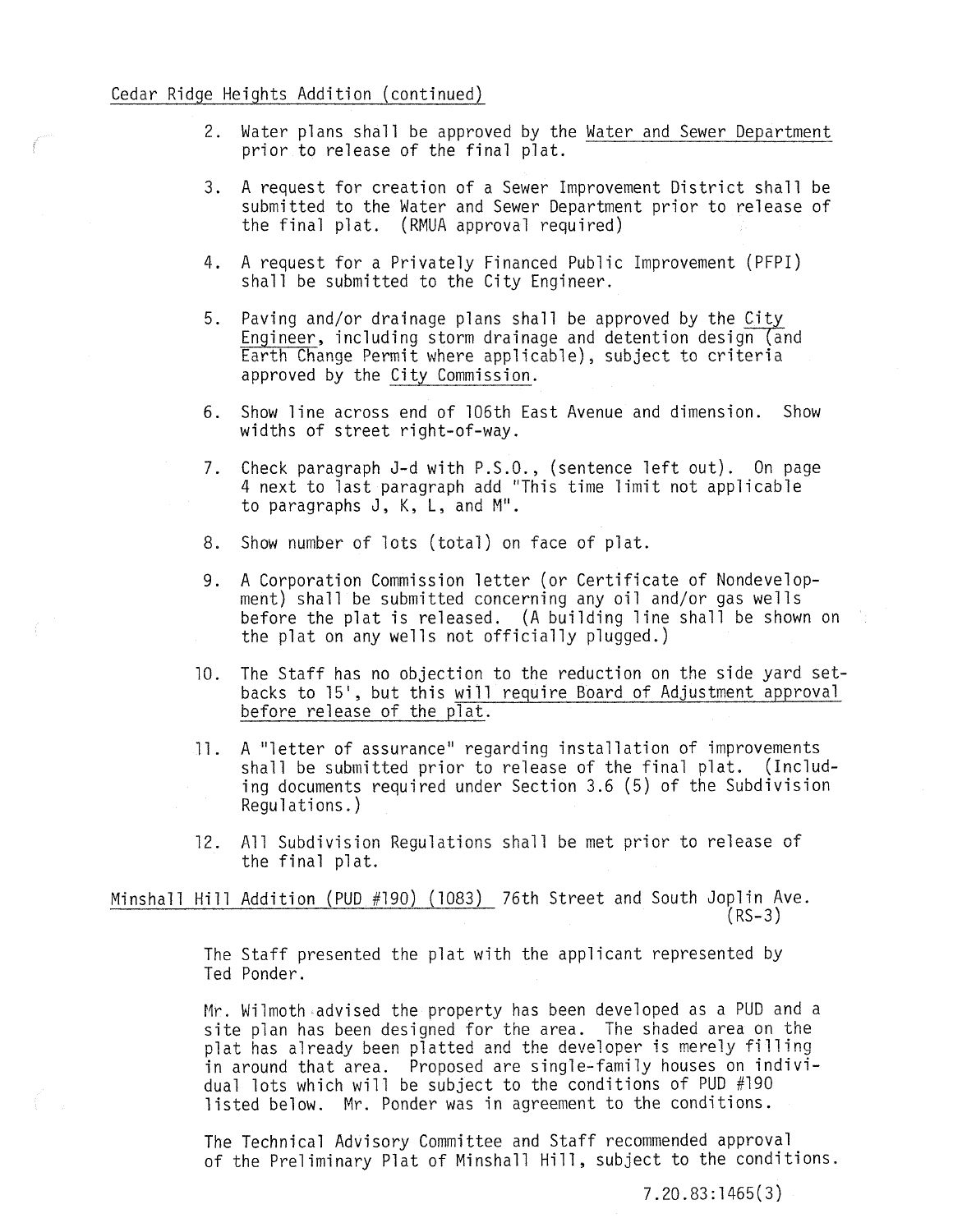Cedar Ridge Heights Addition (continued)

2. Water plans shall be approved by the Water and Sewer Department prior to release of the final plat.

3. A request for creation of a Sewer Improvement District shall be submitted to the Water and Sewer Department prior to release of the final plat. (RMUA approval required)

4. A request for a Privately Financed Public Improvement (PFPI) shall be submitted to the City Engineer.

5. Paving and/or drainage plans shall be approved by the City Engineer, including storm drainage and detention design (and Earth Change Permit where applicable), subject to criteria approved by the City Commission.

6. Show line across end of 106th East Avenue and dimension. Show widths of street right-of-way.

7. Check paragraph J-d with P.S.O., (sentence left out). On page 4 next to last paragraph add "This time limit not applicable to paragraphs J, K, L, and M".

8. Show number of lots (total) on face of plat.

9. A Corporation Commission letter (or Certificate of Nondevelopment) shall be submitted concerning any oil and/or gas wells before the plat is released. (A building line shall be shown on the plat on any wells not officially plugged.)

10. The Staff has no objection to the reduction on the side yard setbacks to 15', but this will require Board of Adjustment approval before release of the plat.

11. A "letter of assurance" regarding installation of improvements shall be submitted prior to release of the final plat. (Including documents required under Section 3.6 (5) of the Subdivision Regulations.)

12. All Subdivision Regulations shall be met prior to release of the final plat.

Minshall Hill Addition (PUD #190) (1083) 76th Street and South Joplin Ave. (RS-3)

The Staff presented the plat with the applicant represented by Ted Ponder.

Mr. Wilmoth advised the property has been developed as a PUD and a site plan has been designed for the area. The shaded area on the plat has already been platted and the developer is merely filling in around that area. Proposed are single-family houses on individual lots which will be subject to the conditions of PUD #190 listed below. Mr. Ponder was in agreement to the conditions.

The Technical Advisory Committee and Staff recommended approval of the Preliminary Plat of Minshall Hill, subject to the conditions.

7.20.83:1465(3)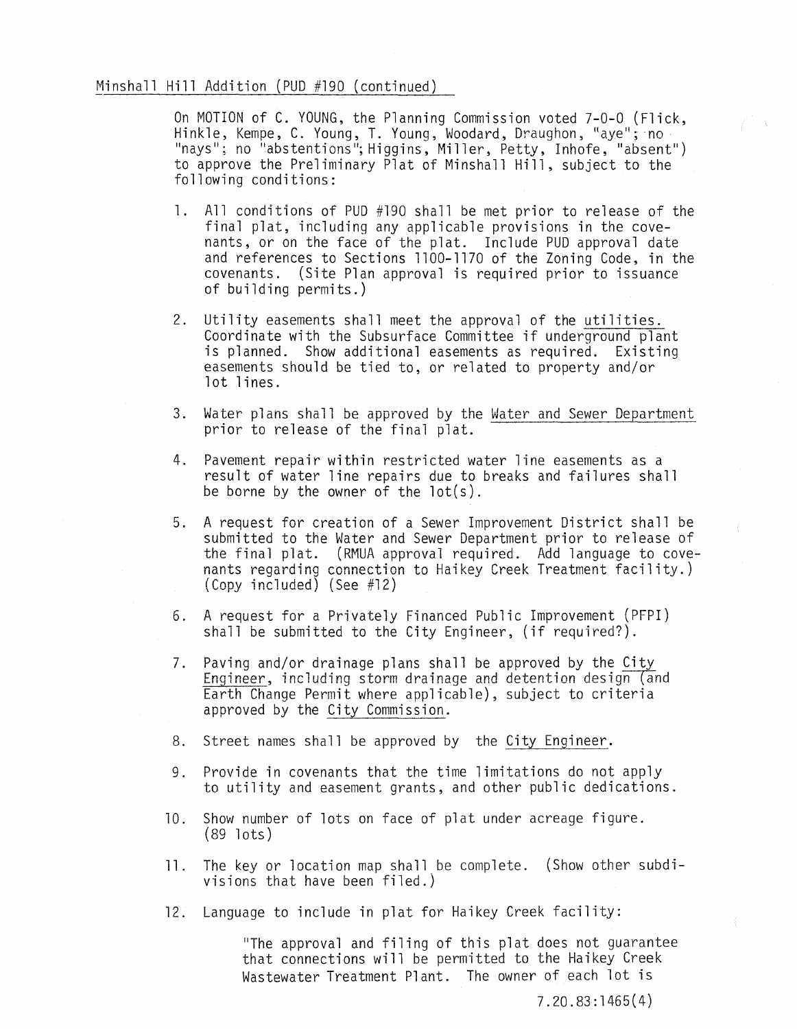Minshall Hill Addition (PUD #190 (continued)

On MOTION of C. YOUNG, the Planning Commission voted 7-0-0 (Flick, Hinkle, Kempe, C. Young, T. Young, Woodard, Draughon, "aye"; no "nays"; no "abstentions"; Higgins, Miller, Petty, Inhofe, "absent") to approve the Preliminary Plat of Minshall Hill, subject to the following conditions:

1. All conditions of PUD #190 shall be met prior to release of the final plat, including any applicable provisions in the covenants, or on the face of the plat. Include PUD approval date and references to Sections 1100-1170 of the Zoning Code, in the covenants. (Site Plan approval is required prior to issuance of building permits.)

2. Utility easements shall meet the approval of the utilities. Coordinate with the Subsurface Committee if underground plant is planned. Show additional easements as required. Existing easements should be tied to, or related to property and/or lot lines.

3. Water plans shall be approved by the Water and Sewer Department prior to release of the final plat.

4. Pavement repair within restricted water line easements as a result of water line repairs due to breaks and failures shall be borne by the owner of the lot(s).

5. A request for creation of a Sewer Improvement District shall be submitted to the Water and Sewer Department prior to release of the final plat. (RMUA approval required. Add language to covenants regarding connection to Haikey Creek Treatment facility.) (Copy included) (See #12)

6. A request for a Privately Financed Public Improvement (PFPI) shall be submitted to the City Engineer, (if required?).

7. Paving and/or drainage plans shall be approved by the City Engineer, including storm drainage and detention design (and Earth Change Permit where applicable), subject to criteria approved by the City Commission.

8. Street names shall be approved by the City Engineer.

9. Provide in covenants that the time limitations do not apply to utility and easement grants, and other public dedications.

10. Show number of lots on face of plat under acreage figure. (89 lots)

11. The key or location map shall be complete. (Show other subdivisions that have been filed.)

12. Language to include in plat for Haikey Creek facility:

    "The approval and filing of this plat does not guarantee that connections will be permitted to the Haikey Creek Wastewater Treatment Plant. The owner of each lot is

7.20.83:1465(4)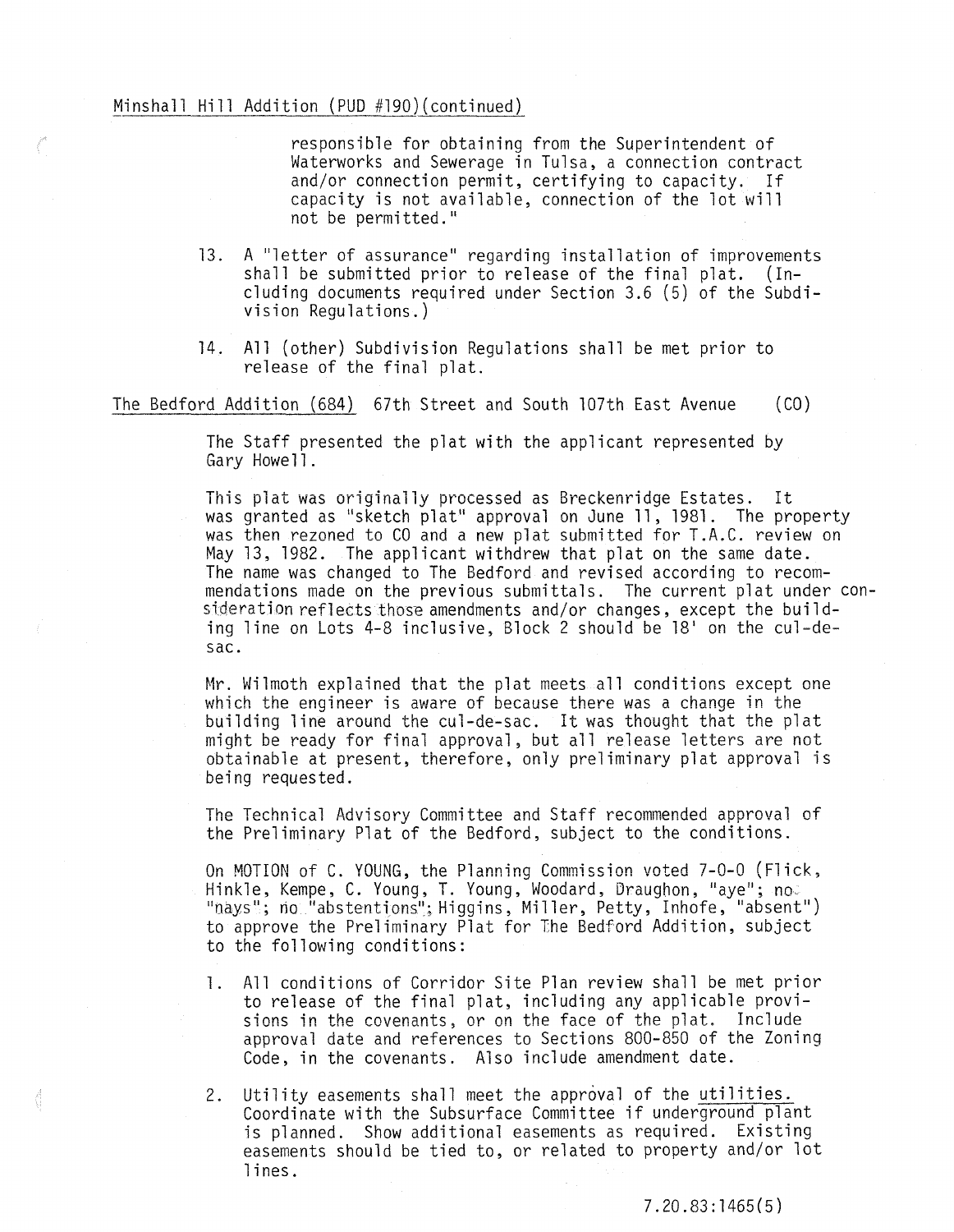Minshall Hill Addition (PUD #190)(continued)

responsible for obtaining from the Superintendent of Waterworks and Sewerage in Tulsa, a connection contract and/or connection permit, certifying to capacity. If capacity is not available, connection of the lot will not be permitted."

13. A "letter of assurance" regarding installation of improvements shall be submitted prior to release of the final plat. (Including documents required under Section 3.6 (5) of the Subdivision Regulations.)

14. All (other) Subdivision Regulations shall be met prior to release of the final plat.

The Bedford Addition (684) 67th Street and South 107th East Avenue (CO)

The Staff presented the plat with the applicant represented by Gary Howell.

This plat was originally processed as Breckenridge Estates. It was granted as "sketch plat" approval on June 11, 1981. The property was then rezoned to CO and a new plat submitted for T.A.C. review on May 13, 1982. The applicant withdrew that plat on the same date. The name was changed to The Bedford and revised according to recommendations made on the previous submittals. The current plat under consideration reflects those amendments and/or changes, except the building line on Lots 4-8 inclusive, Block 2 should be 18' on the cul-de-sac.

Mr. Wilmoth explained that the plat meets all conditions except one which the engineer is aware of because there was a change in the building line around the cul-de-sac. It was thought that the plat might be ready for final approval, but all release letters are not obtainable at present, therefore, only preliminary plat approval is being requested.

The Technical Advisory Committee and Staff recommended approval of the Preliminary Plat of the Bedford, subject to the conditions.

On MOTION of C. YOUNG, the Planning Commission voted 7-0-0 (Flick, Hinkle, Kempe, C. Young, T. Young, Woodard, Draughon, "aye"; no "nays"; no "abstentions"; Higgins, Miller, Petty, Inhofe, "absent") to approve the Preliminary Plat for The Bedford Addition, subject to the following conditions:

1. All conditions of Corridor Site Plan review shall be met prior to release of the final plat, including any applicable provisions in the covenants, or on the face of the plat. Include approval date and references to Sections 800-850 of the Zoning Code, in the covenants. Also include amendment date.

2. Utility easements shall meet the approval of the utilities. Coordinate with the Subsurface Committee if underground plant is planned. Show additional easements as required. Existing easements should be tied to, or related to property and/or lot lines.

7.20.83:1465(5)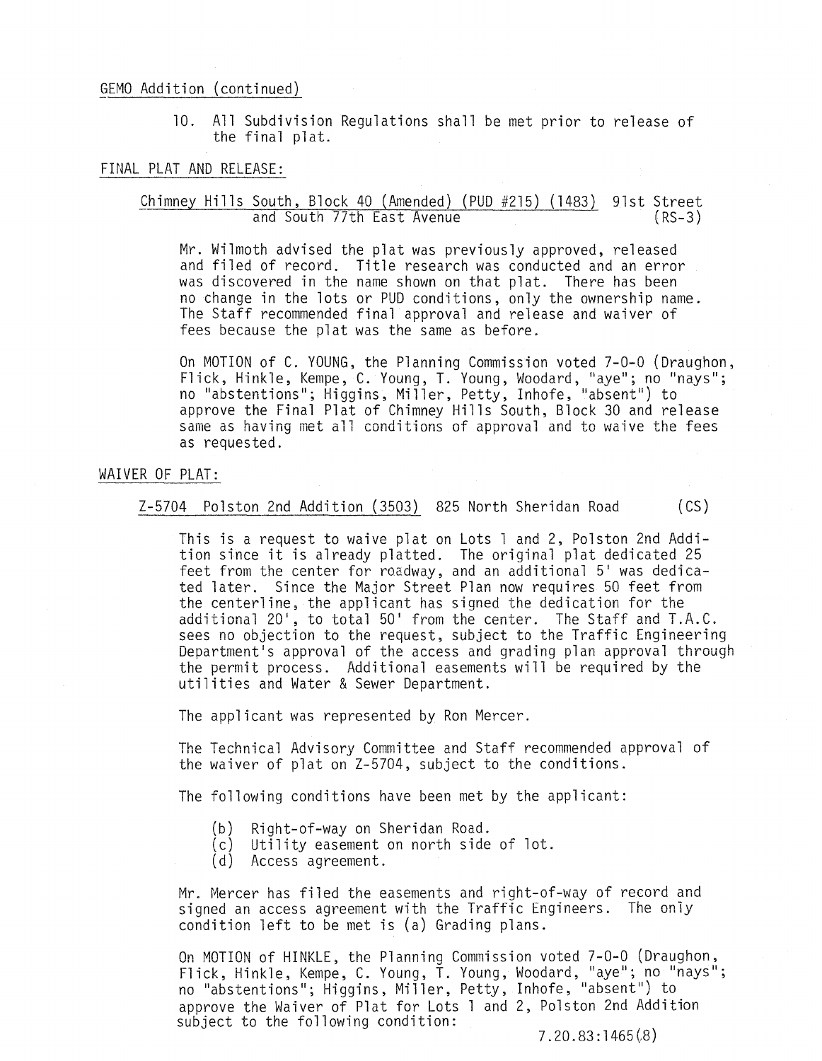GEMO Addition (continued)

10. All Subdivision Regulations shall be met prior to release of the final plat.

FINAL PLAT AND RELEASE:

Chimney Hills South, Block 40 (Amended) (PUD #215) (1483) 91st Street and South 77th East Avenue (RS-3)

Mr. Wilmoth advised the plat was previously approved, released and filed of record. Title research was conducted and an error was discovered in the name shown on that plat. There has been no change in the lots or PUD conditions, only the ownership name. The Staff recommended final approval and release and waiver of fees because the plat was the same as before.

On MOTION of C. YOUNG, the Planning Commission voted 7-0-0 (Draughon, Flick, Hinkle, Kempe, C. Young, T. Young, Woodard, "aye"; no "nays"; no "abstentions"; Higgins, Miller, Petty, Inhofe, "absent") to approve the Final Plat of Chimney Hills South, Block 30 and release same as having met all conditions of approval and to waive the fees as requested.

WAIVER OF PLAT:

Z-5704 Polston 2nd Addition (3503) 825 North Sheridan Road (CS)

This is a request to waive plat on Lots 1 and 2, Polston 2nd Addition since it is already platted. The original plat dedicated 25 feet from the center for roadway, and an additional 5' was dedicated later. Since the Major Street Plan now requires 50 feet from the centerline, the applicant has signed the dedication for the additional 20', to total 50' from the center. The Staff and T.A.C. sees no objection to the request, subject to the Traffic Engineering Department's approval of the access and grading plan approval through the permit process. Additional easements will be required by the utilities and Water & Sewer Department.

The applicant was represented by Ron Mercer.

The Technical Advisory Committee and Staff recommended approval of the waiver of plat on Z-5704, subject to the conditions.

The following conditions have been met by the applicant:

(b) Right-of-way on Sheridan Road.
(c) Utility easement on north side of lot.
(d) Access agreement.

Mr. Mercer has filed the easements and right-of-way of record and signed an access agreement with the Traffic Engineers. The only condition left to be met is (a) Grading plans.

On MOTION of HINKLE, the Planning Commission voted 7-0-0 (Draughon, Flick, Hinkle, Kempe, C. Young, T. Young, Woodard, "aye"; no "nays"; no "abstentions"; Higgins, Miller, Petty, Inhofe, "absent") to approve the Waiver of Plat for Lots 1 and 2, Polston 2nd Addition subject to the following condition:

7.20.83:1465(8)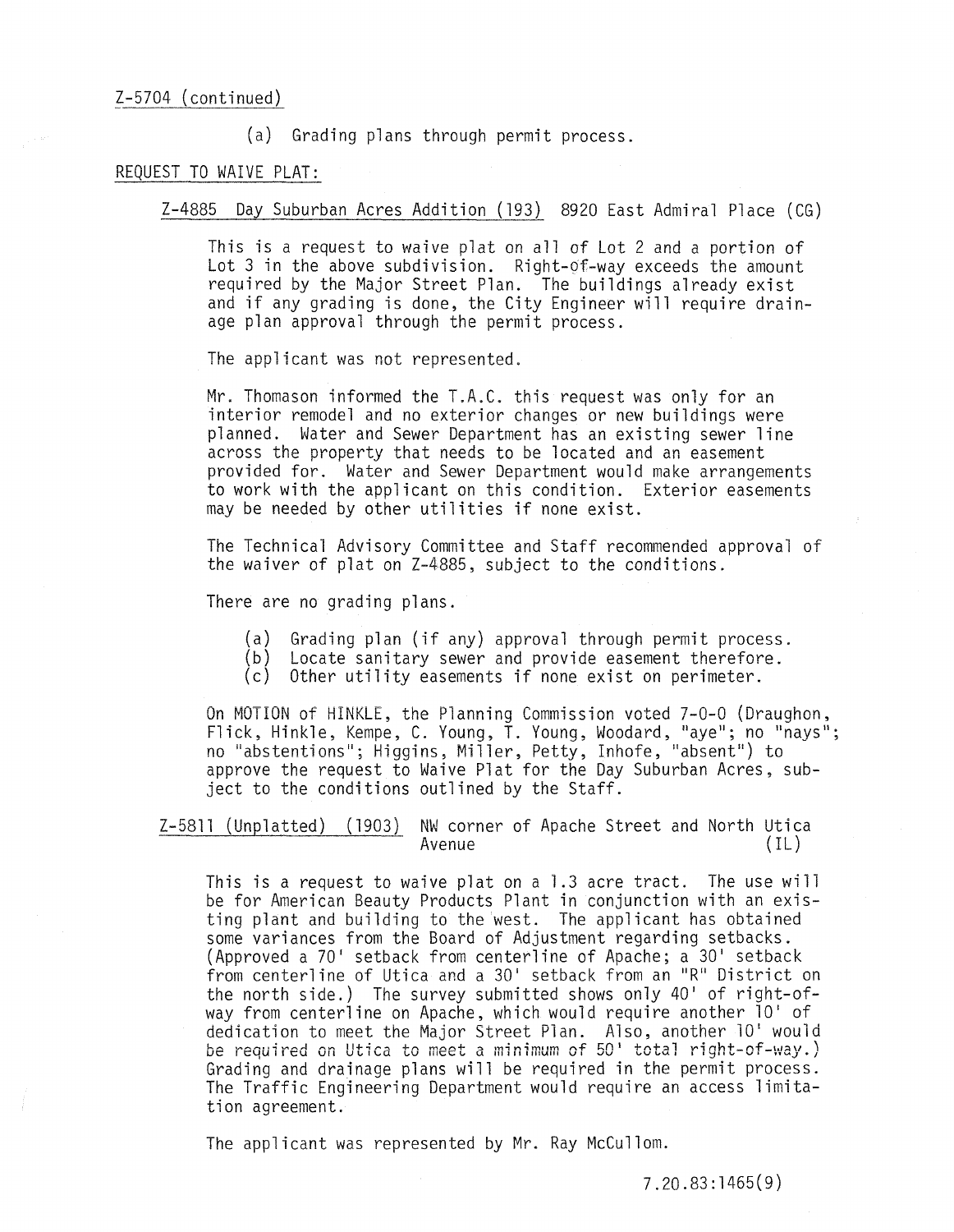Z-5704 (continued)

(a) Grading plans through permit process.

REQUEST TO WAIVE PLAT:

Z-4885 Day Suburban Acres Addition (193) 8920 East Admiral Place (CG)

This is a request to waive plat on all of Lot 2 and a portion of Lot 3 in the above subdivision. Right-of-way exceeds the amount required by the Major Street Plan. The buildings already exist and if any grading is done, the City Engineer will require drainage plan approval through the permit process.

The applicant was not represented.

Mr. Thomason informed the T.A.C. this request was only for an interior remodel and no exterior changes or new buildings were planned. Water and Sewer Department has an existing sewer line across the property that needs to be located and an easement provided for. Water and Sewer Department would make arrangements to work with the applicant on this condition. Exterior easements may be needed by other utilities if none exist.

The Technical Advisory Committee and Staff recommended approval of the waiver of plat on Z-4885, subject to the conditions.

There are no grading plans.

(a) Grading plan (if any) approval through permit process.
(b) Locate sanitary sewer and provide easement therefore.
(c) Other utility easements if none exist on perimeter.

On MOTION of HINKLE, the Planning Commission voted 7-0-0 (Draughon, Flick, Hinkle, Kempe, C. Young, T. Young, Woodard, "aye"; no "nays"; no "abstentions"; Higgins, Miller, Petty, Inhofe, "absent") to approve the request to Waive Plat for the Day Suburban Acres, subject to the conditions outlined by the Staff.

Z-5811 (Unplatted) (1903) NW corner of Apache Street and North Utica Avenue (IL)

This is a request to waive plat on a 1.3 acre tract. The use will be for American Beauty Products Plant in conjunction with an existing plant and building to the west. The applicant has obtained some variances from the Board of Adjustment regarding setbacks. (Approved a 70' setback from centerline of Apache; a 30' setback from centerline of Utica and a 30' setback from an "R" District on the north side.) The survey submitted shows only 40' of right-of-way from centerline on Apache, which would require another 10' of dedication to meet the Major Street Plan. Also, another 10' would be required on Utica to meet a minimum of 50' total right-of-way.) Grading and drainage plans will be required in the permit process. The Traffic Engineering Department would require an access limitation agreement.

The applicant was represented by Mr. Ray McCullom.

7.20.83:1465(9)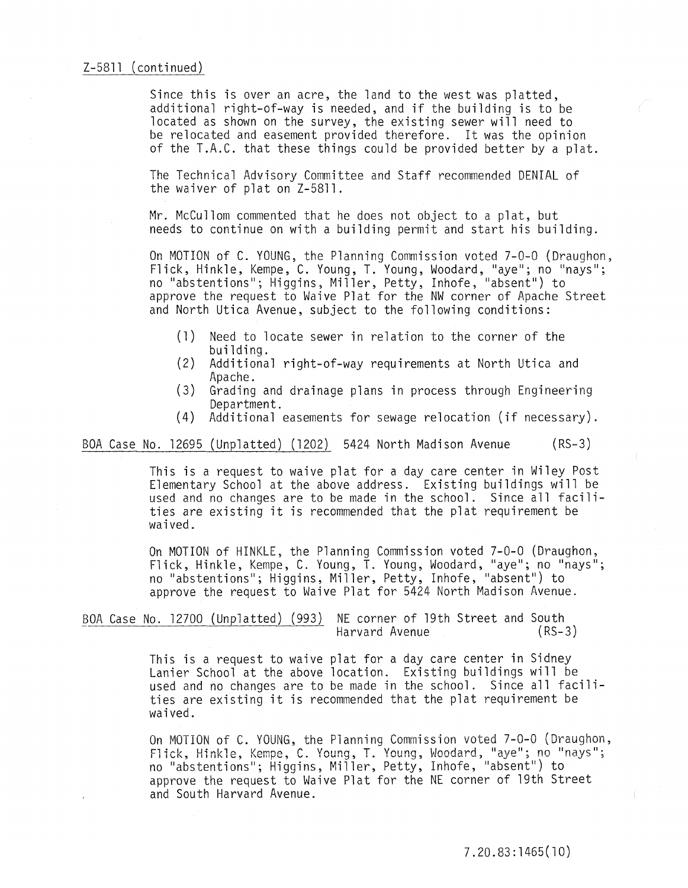Z-5811 (continued)

Since this is over an acre, the land to the west was platted, additional right-of-way is needed, and if the building is to be located as shown on the survey, the existing sewer will need to be relocated and easement provided therefore. It was the opinion of the T.A.C. that these things could be provided better by a plat.

The Technical Advisory Committee and Staff recommended DENIAL of the waiver of plat on Z-5811.

Mr. McCullom commented that he does not object to a plat, but needs to continue on with a building permit and start his building.

On MOTION of C. YOUNG, the Planning Commission voted 7-0-0 (Draughon, Flick, Hinkle, Kempe, C. Young, T. Young, Woodard, "aye"; no "nays"; no "abstentions"; Higgins, Miller, Petty, Inhofe, "absent") to approve the request to Waive Plat for the NW corner of Apache Street and North Utica Avenue, subject to the following conditions:

(1) Need to locate sewer in relation to the corner of the building.
(2) Additional right-of-way requirements at North Utica and Apache.
(3) Grading and drainage plans in process through Engineering Department.
(4) Additional easements for sewage relocation (if necessary).

BOA Case No. 12695 (Unplatted) (1202) 5424 North Madison Avenue (RS-3)

This is a request to waive plat for a day care center in Wiley Post Elementary School at the above address. Existing buildings will be used and no changes are to be made in the school. Since all facilities are existing it is recommended that the plat requirement be waived.

On MOTION of HINKLE, the Planning Commission voted 7-0-0 (Draughon, Flick, Hinkle, Kempe, C. Young, T. Young, Woodard, "aye"; no "nays"; no "abstentions"; Higgins, Miller, Petty, Inhofe, "absent") to approve the request to Waive Plat for 5424 North Madison Avenue.

BOA Case No. 12700 (Unplatted) (993) NE corner of 19th Street and South Harvard Avenue (RS-3)

This is a request to waive plat for a day care center in Sidney Lanier School at the above location. Existing buildings will be used and no changes are to be made in the school. Since all facilities are existing it is recommended that the plat requirement be waived.

On MOTION of C. YOUNG, the Planning Commission voted 7-0-0 (Draughon, Flick, Hinkle, Kempe, C. Young, T. Young, Woodard, "aye"; no "nays"; no "abstentions"; Higgins, Miller, Petty, Inhofe, "absent") to approve the request to Waive Plat for the NE corner of 19th Street and South Harvard Avenue.

7.20.83:1465(10)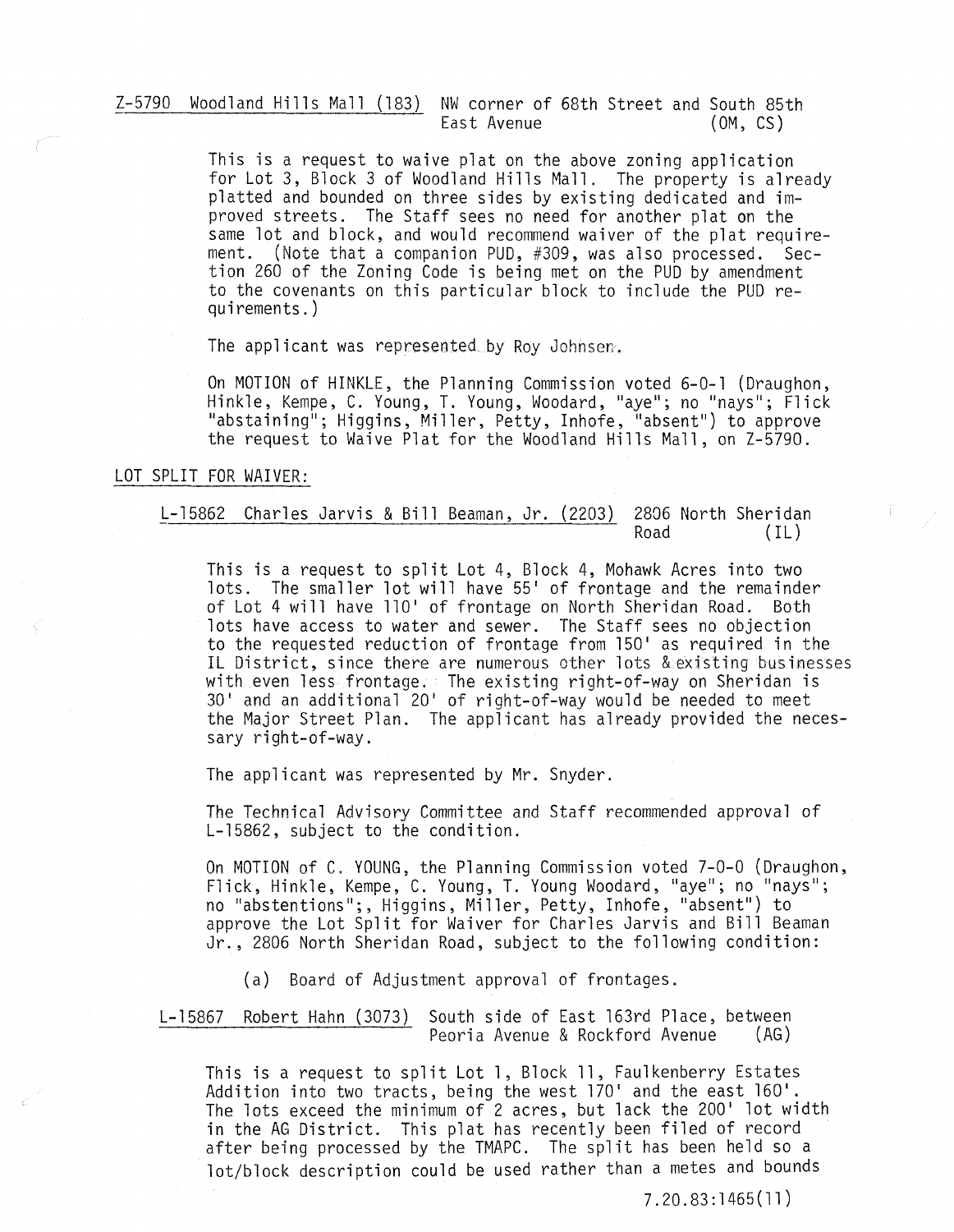Z-5790 Woodland Hills Mall (183) NW corner of 68th Street and South 85th East Avenue (OM, CS)

This is a request to waive plat on the above zoning application for Lot 3, Block 3 of Woodland Hills Mall. The property is already platted and bounded on three sides by existing dedicated and improved streets. The Staff sees no need for another plat on the same lot and block, and would recommend waiver of the plat requirement. (Note that a companion PUD, #309, was also processed. Section 260 of the Zoning Code is being met on the PUD by amendment to the covenants on this particular block to include the PUD requirements.)

The applicant was represented by Roy Johnsen.

On MOTION of HINKLE, the Planning Commission voted 6-0-1 (Draughon, Hinkle, Kempe, C. Young, T. Young, Woodard, "aye"; no "nays"; Flick "abstaining"; Higgins, Miller, Petty, Inhofe, "absent") to approve the request to Waive Plat for the Woodland Hills Mall, on Z-5790.

LOT SPLIT FOR WAIVER:

L-15862 Charles Jarvis & Bill Beaman, Jr. (2203) 2806 North Sheridan Road (IL)

This is a request to split Lot 4, Block 4, Mohawk Acres into two lots. The smaller lot will have 55' of frontage and the remainder of Lot 4 will have 110' of frontage on North Sheridan Road. Both lots have access to water and sewer. The Staff sees no objection to the requested reduction of frontage from 150' as required in the IL District, since there are numerous other lots & existing businesses with even less frontage. The existing right-of-way on Sheridan is 30' and an additional 20' of right-of-way would be needed to meet the Major Street Plan. The applicant has already provided the necessary right-of-way.

The applicant was represented by Mr. Snyder.

The Technical Advisory Committee and Staff recommended approval of L-15862, subject to the condition.

On MOTION of C. YOUNG, the Planning Commission voted 7-0-0 (Draughon, Flick, Hinkle, Kempe, C. Young, T. Young Woodard, "aye"; no "nays"; no "abstentions";, Higgins, Miller, Petty, Inhofe, "absent") to approve the Lot Split for Waiver for Charles Jarvis and Bill Beaman Jr., 2806 North Sheridan Road, subject to the following condition:

(a) Board of Adjustment approval of frontages.

L-15867 Robert Hahn (3073) South side of East 163rd Place, between Peoria Avenue & Rockford Avenue (AG)

This is a request to split Lot 1, Block 11, Faulkenberry Estates Addition into two tracts, being the west 170' and the east 160'. The lots exceed the minimum of 2 acres, but lack the 200' lot width in the AG District. This plat has recently been filed of record after being processed by the TMAPC. The split has been held so a lot/block description could be used rather than a metes and bounds

7.20.83:1465(11)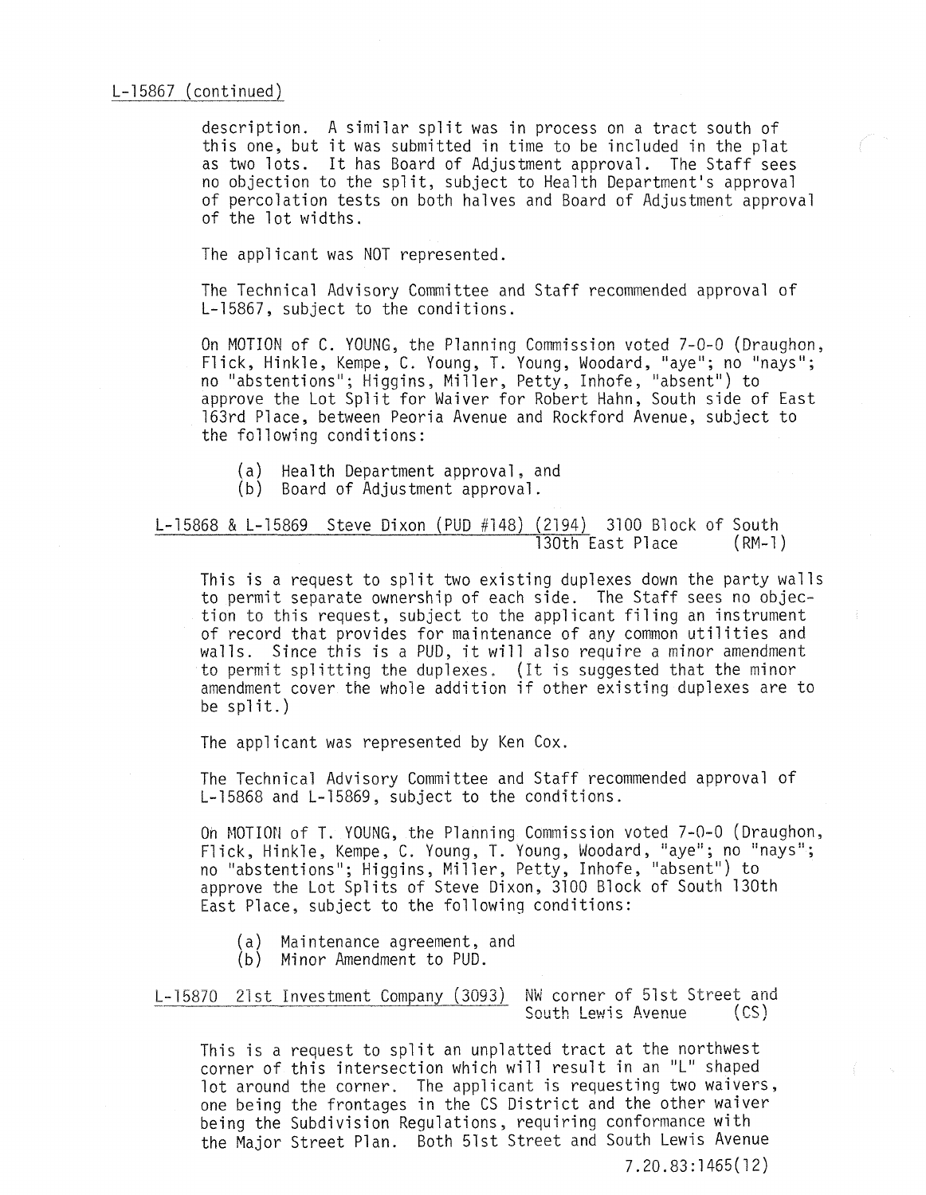L-15867 (continued)

description. A similar split was in process on a tract south of this one, but it was submitted in time to be included in the plat as two lots. It has Board of Adjustment approval. The Staff sees no objection to the split, subject to Health Department's approval of percolation tests on both halves and Board of Adjustment approval of the lot widths.

The applicant was NOT represented.

The Technical Advisory Committee and Staff recommended approval of L-15867, subject to the conditions.

On MOTION of C. YOUNG, the Planning Commission voted 7-0-0 (Draughon, Flick, Hinkle, Kempe, C. Young, T. Young, Woodard, "aye"; no "nays"; no "abstentions"; Higgins, Miller, Petty, Inhofe, "absent") to approve the Lot Split for Waiver for Robert Hahn, South side of East 163rd Place, between Peoria Avenue and Rockford Avenue, subject to the following conditions:

(a) Health Department approval, and
(b) Board of Adjustment approval.

L-15868 & L-15869 Steve Dixon (PUD #148) (2194) 3100 Block of South 130th East Place (RM-1)

This is a request to split two existing duplexes down the party walls to permit separate ownership of each side. The Staff sees no objection to this request, subject to the applicant filing an instrument of record that provides for maintenance of any common utilities and walls. Since this is a PUD, it will also require a minor amendment to permit splitting the duplexes. (It is suggested that the minor amendment cover the whole addition if other existing duplexes are to be split.)

The applicant was represented by Ken Cox.

The Technical Advisory Committee and Staff recommended approval of L-15868 and L-15869, subject to the conditions.

On MOTION of T. YOUNG, the Planning Commission voted 7-0-0 (Draughon, Flick, Hinkle, Kempe, C. Young, T. Young, Woodard, "aye"; no "nays"; no "abstentions"; Higgins, Miller, Petty, Inhofe, "absent") to approve the Lot Splits of Steve Dixon, 3100 Block of South 130th East Place, subject to the following conditions:

(a) Maintenance agreement, and
(b) Minor Amendment to PUD.

L-15870 21st Investment Company (3093) NW corner of 51st Street and South Lewis Avenue (CS)

This is a request to split an unplatted tract at the northwest corner of this intersection which will result in an "L" shaped lot around the corner. The applicant is requesting two waivers, one being the frontages in the CS District and the other waiver being the Subdivision Regulations, requiring conformance with the Major Street Plan. Both 51st Street and South Lewis Avenue

7.20.83:1465(12)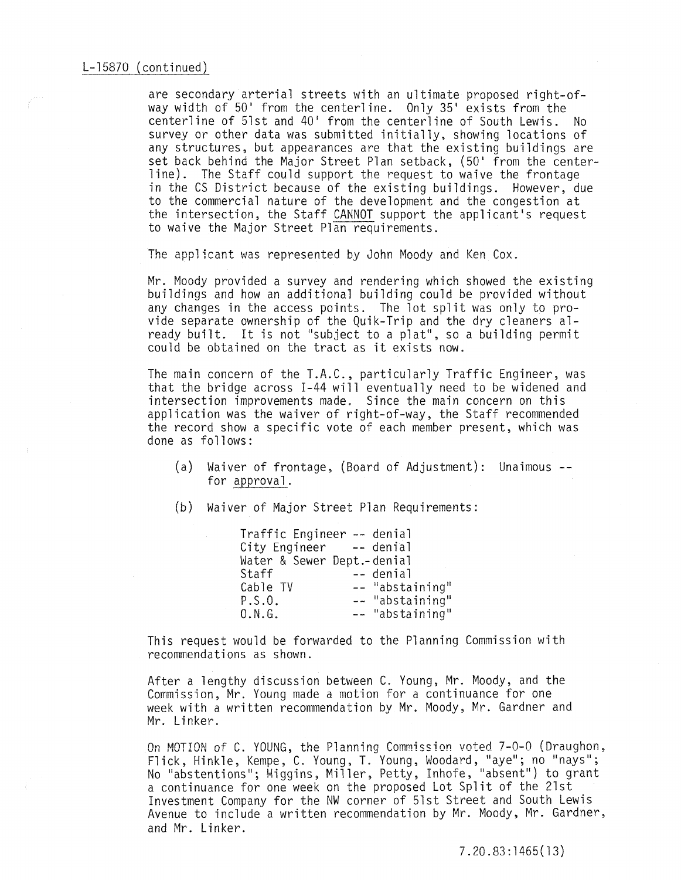L-15870 (continued)

are secondary arterial streets with an ultimate proposed right-of-way width of 50' from the centerline. Only 35' exists from the centerline of 51st and 40' from the centerline of South Lewis. No survey or other data was submitted initially, showing locations of any structures, but appearances are that the existing buildings are set back behind the Major Street Plan setback, (50' from the centerline). The Staff could support the request to waive the frontage in the CS District because of the existing buildings. However, due to the commercial nature of the development and the congestion at the intersection, the Staff CANNOT support the applicant's request to waive the Major Street Plan requirements.

The applicant was represented by John Moody and Ken Cox.

Mr. Moody provided a survey and rendering which showed the existing buildings and how an additional building could be provided without any changes in the access points. The lot split was only to provide separate ownership of the Quik-Trip and the dry cleaners already built. It is not "subject to a plat", so a building permit could be obtained on the tract as it exists now.

The main concern of the T.A.C., particularly Traffic Engineer, was that the bridge across I-44 will eventually need to be widened and intersection improvements made. Since the main concern on this application was the waiver of right-of-way, the Staff recommended the record show a specific vote of each member present, which was done as follows:

(a) Waiver of frontage, (Board of Adjustment): Unaimous -- for approval.

(b) Waiver of Major Street Plan Requirements:

Traffic Engineer -- denial
City Engineer -- denial
Water & Sewer Dept.- denial
Staff -- denial
Cable TV -- "abstaining"
P.S.O. -- "abstaining"
O.N.G. -- "abstaining"

This request would be forwarded to the Planning Commission with recommendations as shown.

After a lengthy discussion between C. Young, Mr. Moody, and the Commission, Mr. Young made a motion for a continuance for one week with a written recommendation by Mr. Moody, Mr. Gardner and Mr. Linker.

On MOTION of C. YOUNG, the Planning Commission voted 7-0-0 (Draughon, Flick, Hinkle, Kempe, C. Young, T. Young, Woodard, "aye"; no "nays"; No "abstentions"; Higgins, Miller, Petty, Inhofe, "absent") to grant a continuance for one week on the proposed Lot Split of the 21st Investment Company for the NW corner of 51st Street and South Lewis Avenue to include a written recommendation by Mr. Moody, Mr. Gardner, and Mr. Linker.

7.20.83:1465(13)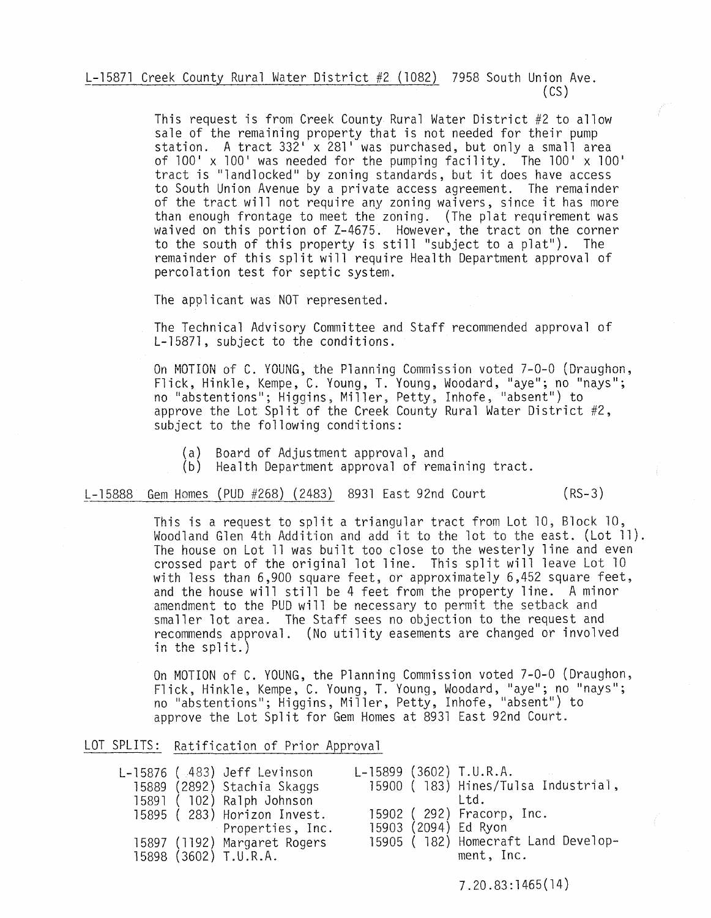L-15871 Creek County Rural Water District #2 (1082) 7958 South Union Ave. (CS)

This request is from Creek County Rural Water District #2 to allow sale of the remaining property that is not needed for their pump station. A tract 332' x 281' was purchased, but only a small area of 100' x 100' was needed for the pumping facility. The 100' x 100' tract is "landlocked" by zoning standards, but it does have access to South Union Avenue by a private access agreement. The remainder of the tract will not require any zoning waivers, since it has more than enough frontage to meet the zoning. (The plat requirement was waived on this portion of Z-4675. However, the tract on the corner to the south of this property is still "subject to a plat"). The remainder of this split will require Health Department approval of percolation test for septic system.

The applicant was NOT represented.

The Technical Advisory Committee and Staff recommended approval of L-15871, subject to the conditions.

On MOTION of C. YOUNG, the Planning Commission voted 7-0-0 (Draughon, Flick, Hinkle, Kempe, C. Young, T. Young, Woodard, "aye"; no "nays"; no "abstentions"; Higgins, Miller, Petty, Inhofe, "absent") to approve the Lot Split of the Creek County Rural Water District #2, subject to the following conditions:

(a) Board of Adjustment approval, and
(b) Health Department approval of remaining tract.

L-15888 Gem Homes (PUD #268) (2483) 8931 East 92nd Court (RS-3)

This is a request to split a triangular tract from Lot 10, Block 10, Woodland Glen 4th Addition and add it to the lot to the east. (Lot 11). The house on Lot 11 was built too close to the westerly line and even crossed part of the original lot line. This split will leave Lot 10 with less than 6,900 square feet, or approximately 6,452 square feet, and the house will still be 4 feet from the property line. A minor amendment to the PUD will be necessary to permit the setback and smaller lot area. The Staff sees no objection to the request and recommends approval. (No utility easements are changed or involved in the split.)

On MOTION of C. YOUNG, the Planning Commission voted 7-0-0 (Draughon, Flick, Hinkle, Kempe, C. Young, T. Young, Woodard, "aye"; no "nays"; no "abstentions"; Higgins, Miller, Petty, Inhofe, "absent") to approve the Lot Split for Gem Homes at 8931 East 92nd Court.

LOT SPLITS: Ratification of Prior Approval

L-15876 ( 483) Jeff Levinson
15889 (2892) Stachia Skaggs
15891 ( 102) Ralph Johnson
15895 ( 283) Horizon Invest. Properties, Inc.
15897 (1192) Margaret Rogers
15898 (3602) T.U.R.A.
L-15899 (3602) T.U.R.A.
15900 ( 183) Hines/Tulsa Industrial, Ltd.
15902 ( 292) Fracorp, Inc.
15903 (2094) Ed Ryon
15905 ( 182) Homecraft Land Development, Inc.

7.20.83:1465(14)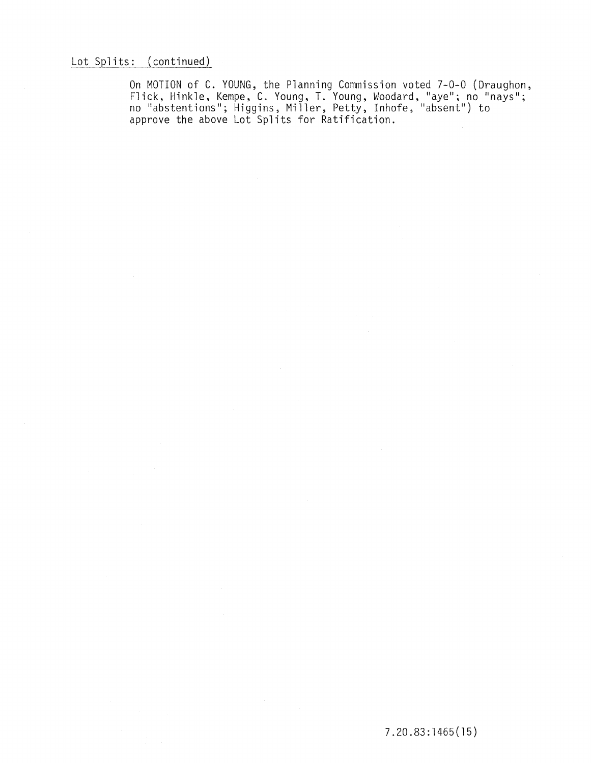Lot Splits: (continued)

On MOTION of C. YOUNG, the Planning Commission voted 7-0-0 (Draughon, Flick, Hinkle, Kempe, C. Young, T. Young, Woodard, "aye"; no "nays"; no "abstentions"; Higgins, Miller, Petty, Inhofe, "absent") to approve the above Lot Splits for Ratification.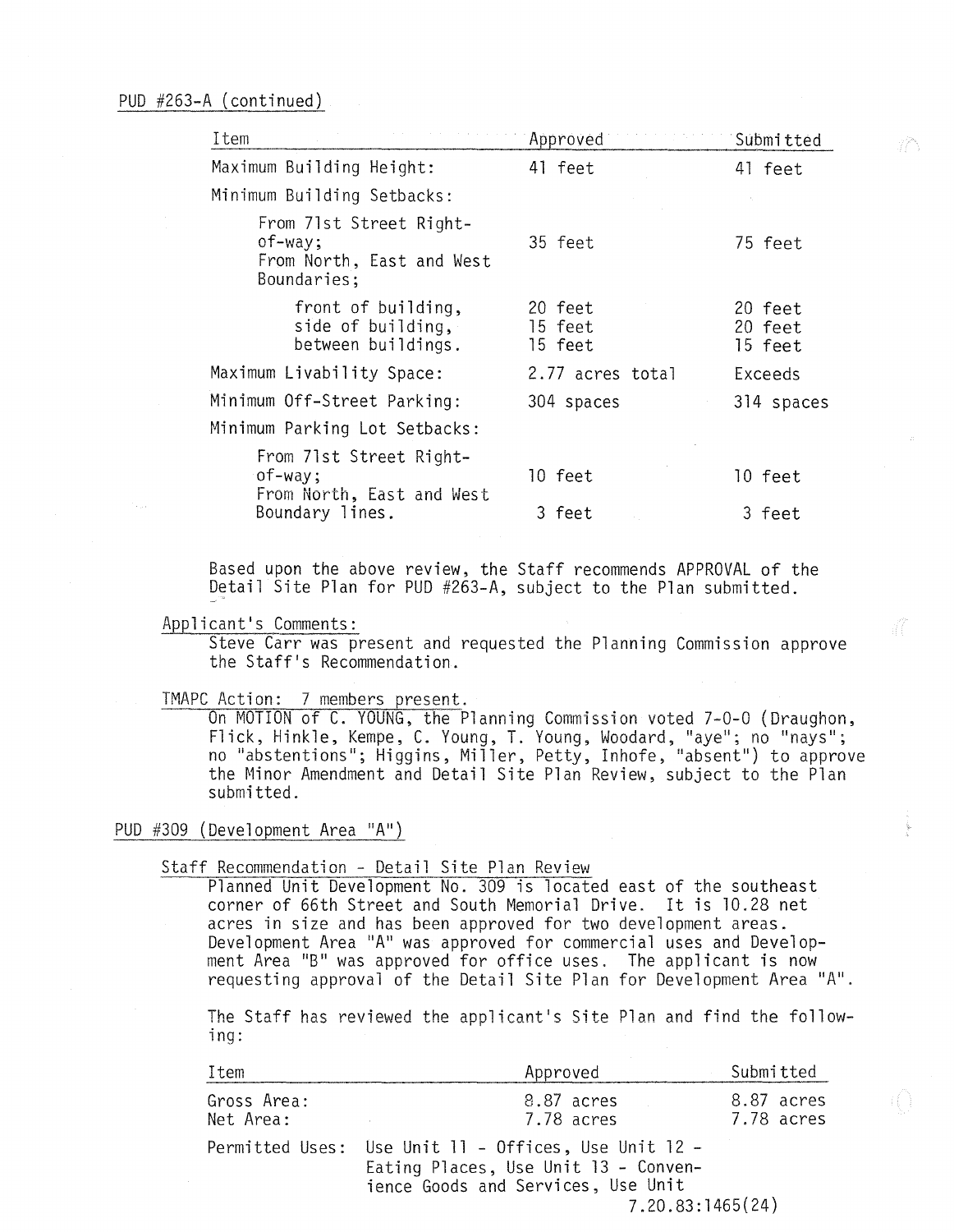PUD #263-A (continued)

| Item | Approved | Submitted |
|---|---|---|
| Maximum Building Height: | 41 feet | 41 feet |
| Minimum Building Setbacks: | | |
| From 71st Street Right-of-way; | 35 feet | 75 feet |
| From North, East and West Boundaries; | | |
| front of building, | 20 feet | 20 feet |
| side of building, | 15 feet | 20 feet |
| between buildings. | 15 feet | 15 feet |
| Maximum Livability Space: | 2.77 acres total | Exceeds |
| Minimum Off-Street Parking: | 304 spaces | 314 spaces |
| Minimum Parking Lot Setbacks: | | |
| From 71st Street Right-of-way; | 10 feet | 10 feet |
| From North, East and West Boundary lines. | 3 feet | 3 feet |

Based upon the above review, the Staff recommends APPROVAL of the Detail Site Plan for PUD #263-A, subject to the Plan submitted.

Applicant's Comments:

Steve Carr was present and requested the Planning Commission approve the Staff's Recommendation.

TMAPC Action: 7 members present.

On MOTION of C. YOUNG, the Planning Commission voted 7-0-0 (Draughon, Flick, Hinkle, Kempe, C. Young, T. Young, Woodard, "aye"; no "nays"; no "abstentions"; Higgins, Miller, Petty, Inhofe, "absent") to approve the Minor Amendment and Detail Site Plan Review, subject to the Plan submitted.

PUD #309 (Development Area "A")

Staff Recommendation - Detail Site Plan Review

Planned Unit Development No. 309 is located east of the southeast corner of 66th Street and South Memorial Drive. It is 10.28 net acres in size and has been approved for two development areas. Development Area "A" was approved for commercial uses and Development Area "B" was approved for office uses. The applicant is now requesting approval of the Detail Site Plan for Development Area "A".

The Staff has reviewed the applicant's Site Plan and find the following:

| Item | Approved | Submitted |
|---|---|---|
| Gross Area: | 8.87 acres | 8.87 acres |
| Net Area: | 7.78 acres | 7.78 acres |
| Permitted Uses: | Use Unit 11 - Offices, Use Unit 12 - Eating Places, Use Unit 13 - Convenience Goods and Services, Use Unit | |

7.20.83:1465(24)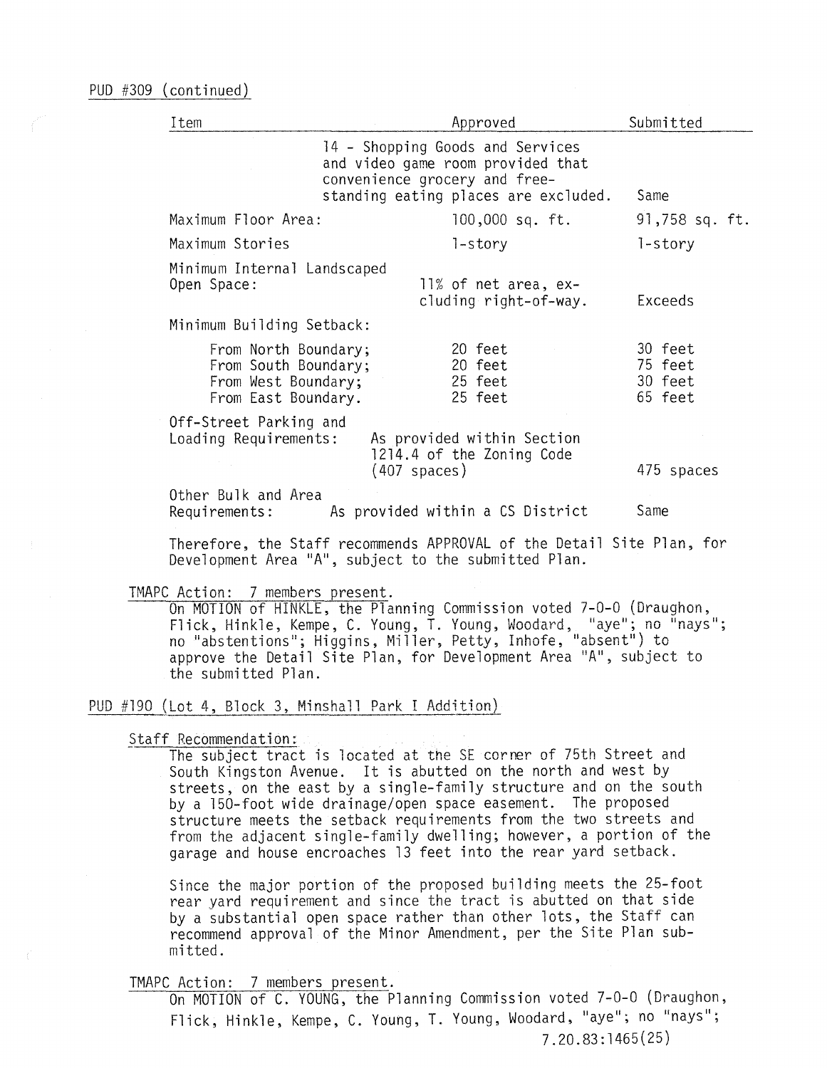PUD #309 (continued)

| Item | Approved | Submitted |
|---|---|---|
| | 14 - Shopping Goods and Services and video game room provided that convenience grocery and free-standing eating places are excluded. | Same |
| Maximum Floor Area: | 100,000 sq. ft. | 91,758 sq. ft. |
| Maximum Stories | 1-story | 1-story |
| Minimum Internal Landscaped Open Space: | 11% of net area, excluding right-of-way. | Exceeds |
| Minimum Building Setback: | | |
| From North Boundary; | 20 feet | 30 feet |
| From South Boundary; | 20 feet | 75 feet |
| From West Boundary; | 25 feet | 30 feet |
| From East Boundary. | 25 feet | 65 feet |
| Off-Street Parking and Loading Requirements: | As provided within Section 1214.4 of the Zoning Code (407 spaces) | 475 spaces |
| Other Bulk and Area Requirements: | As provided within a CS District | Same |

Therefore, the Staff recommends APPROVAL of the Detail Site Plan, for Development Area "A", subject to the submitted Plan.

TMAPC Action: 7 members present.

On MOTION of HINKLE, the Planning Commission voted 7-0-0 (Draughon, Flick, Hinkle, Kempe, C. Young, T. Young, Woodard, "aye"; no "nays"; no "abstentions"; Higgins, Miller, Petty, Inhofe, "absent") to approve the Detail Site Plan, for Development Area "A", subject to the submitted Plan.

PUD #190 (Lot 4, Block 3, Minshall Park I Addition)

Staff Recommendation:

The subject tract is located at the SE corner of 75th Street and South Kingston Avenue. It is abutted on the north and west by streets, on the east by a single-family structure and on the south by a 150-foot wide drainage/open space easement. The proposed structure meets the setback requirements from the two streets and from the adjacent single-family dwelling; however, a portion of the garage and house encroaches 13 feet into the rear yard setback.

Since the major portion of the proposed building meets the 25-foot rear yard requirement and since the tract is abutted on that side by a substantial open space rather than other lots, the Staff can recommend approval of the Minor Amendment, per the Site Plan submitted.

TMAPC Action: 7 members present.

On MOTION of C. YOUNG, the Planning Commission voted 7-0-0 (Draughon, Flick, Hinkle, Kempe, C. Young, T. Young, Woodard, "aye"; no "nays";

7.20.83:1465(25)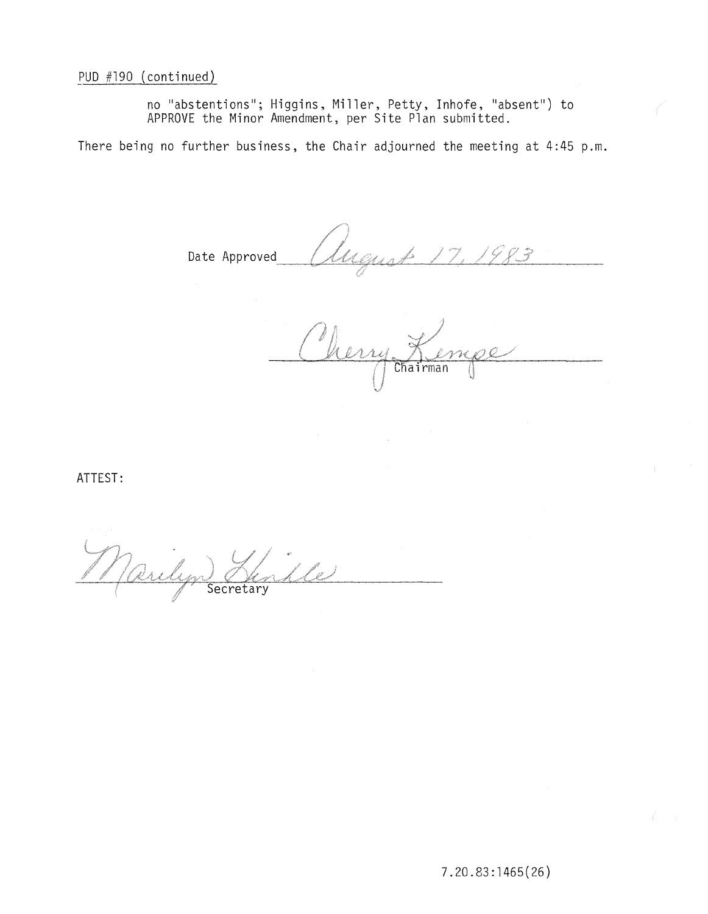PUD #190 (continued)

no "abstentions"; Higgins, Miller, Petty, Inhofe, "absent") to APPROVE the Minor Amendment, per Site Plan submitted.

There being no further business, the Chair adjourned the meeting at 4:45 p.m.

Date Approved August 17, 1983

Cherry Kempe
Chairman

ATTEST:

Marilyn Hinkle
Secretary

7.20.83:1465(26)